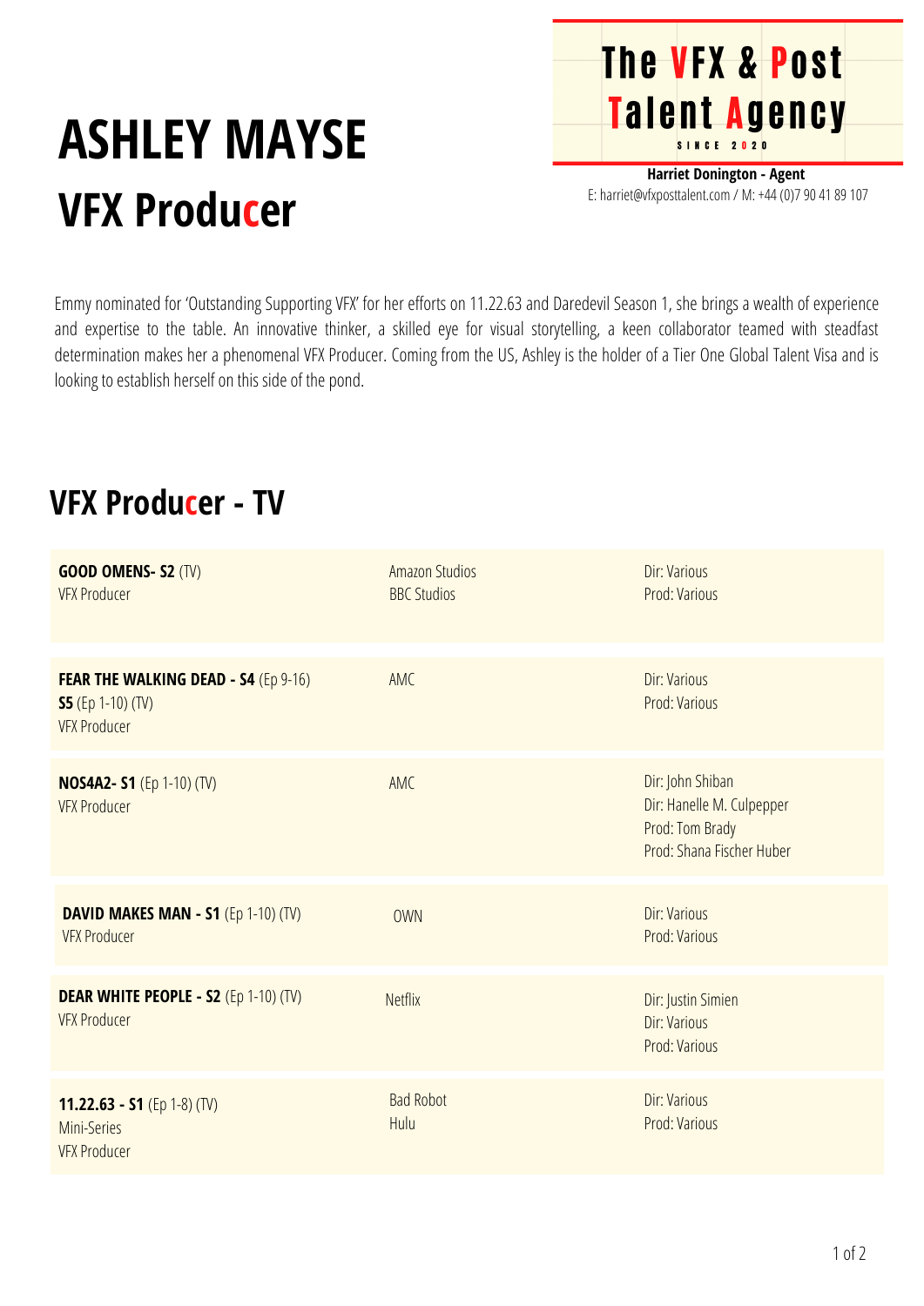# ASHLEY MAYSE

## VFX Producer

**The VFX & Post Talent Agency**
SINCE 2020

**Harriet Donington - Agent**
E: harriet@vfxposttalent.com / M: +44 (0)7 90 41 89 107

Emmy nominated for 'Outstanding Supporting VFX' for her efforts on 11.22.63 and Daredevil Season 1, she brings a wealth of experience and expertise to the table. An innovative thinker, a skilled eye for visual storytelling, a keen collaborator teamed with steadfast determination makes her a phenomenal VFX Producer. Coming from the US, Ashley is the holder of a Tier One Global Talent Visa and is looking to establish herself on this side of the pond.

## VFX Producer - TV

| | | |
|---|---|---|
| **GOOD OMENS- S2** (TV)<br>VFX Producer | Amazon Studios<br>BBC Studios | Dir: Various<br>Prod: Various |
| **FEAR THE WALKING DEAD - S4** (Ep 9-16)<br>**S5** (Ep 1-10) (TV)<br>VFX Producer | AMC | Dir: Various<br>Prod: Various |
| **NOS4A2- S1** (Ep 1-10) (TV)<br>VFX Producer | AMC | Dir: John Shiban<br>Dir: Hanelle M. Culpepper<br>Prod: Tom Brady<br>Prod: Shana Fischer Huber |
| **DAVID MAKES MAN - S1** (Ep 1-10) (TV)<br>VFX Producer | OWN | Dir: Various<br>Prod: Various |
| **DEAR WHITE PEOPLE - S2** (Ep 1-10) (TV)<br>VFX Producer | Netflix | Dir: Justin Simien<br>Dir: Various<br>Prod: Various |
| **11.22.63 - S1** (Ep 1-8) (TV)<br>Mini-Series<br>VFX Producer | Bad Robot<br>Hulu | Dir: Various<br>Prod: Various |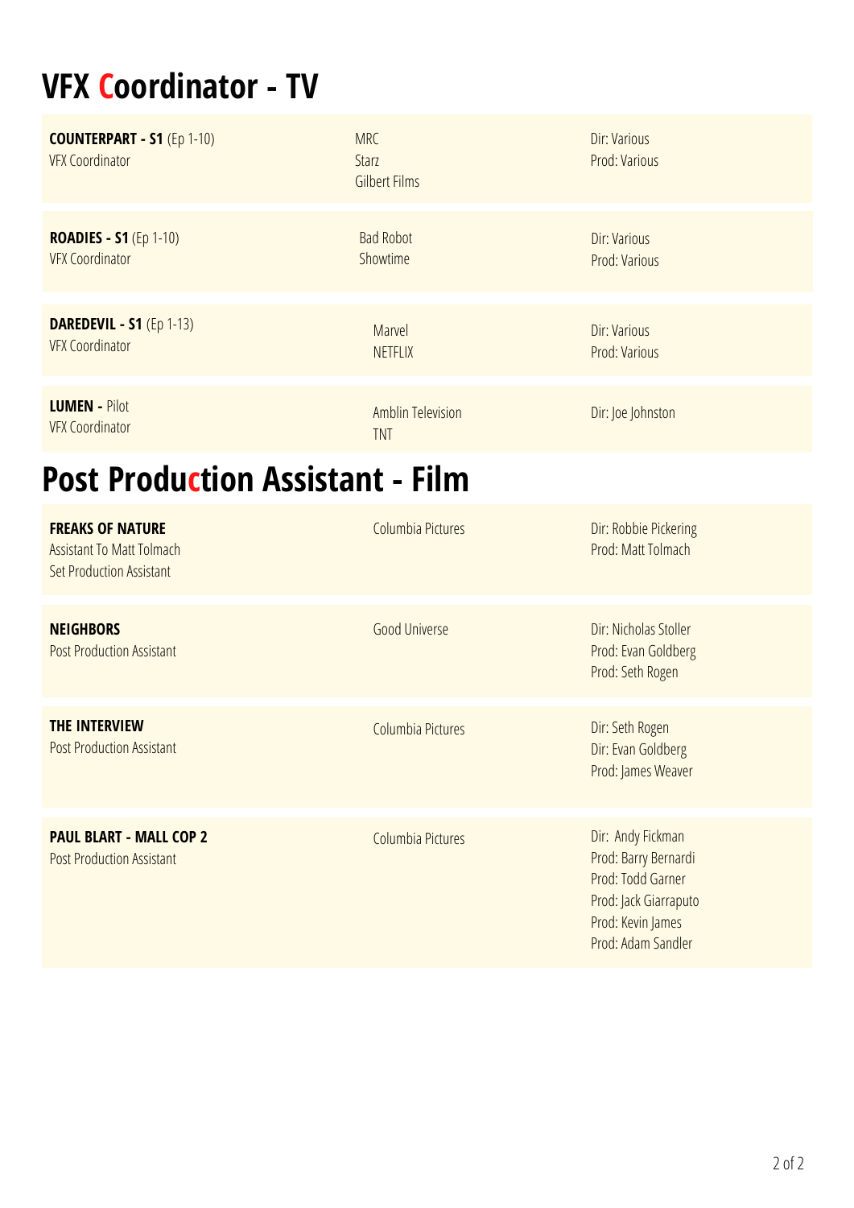# VFX Coordinator - TV

| | | |
|---|---|---|
| **COUNTERPART - S1** (Ep 1-10)<br>VFX Coordinator | MRC<br>Starz<br>Gilbert Films | Dir: Various<br>Prod: Various |
| **ROADIES - S1** (Ep 1-10)<br>VFX Coordinator | Bad Robot<br>Showtime | Dir: Various<br>Prod: Various |
| **DAREDEVIL - S1** (Ep 1-13)<br>VFX Coordinator | Marvel<br>NETFLIX | Dir: Various<br>Prod: Various |
| **LUMEN -** Pilot<br>VFX Coordinator | Amblin Television<br>TNT | Dir: Joe Johnston |

# Post Production Assistant - Film

| | | |
|---|---|---|
| **FREAKS OF NATURE**<br>Assistant To Matt Tolmach<br>Set Production Assistant | Columbia Pictures | Dir: Robbie Pickering<br>Prod: Matt Tolmach |
| **NEIGHBORS**<br>Post Production Assistant | Good Universe | Dir: Nicholas Stoller<br>Prod: Evan Goldberg<br>Prod: Seth Rogen |
| **THE INTERVIEW**<br>Post Production Assistant | Columbia Pictures | Dir: Seth Rogen<br>Dir: Evan Goldberg<br>Prod: James Weaver |
| **PAUL BLART - MALL COP 2**<br>Post Production Assistant | Columbia Pictures | Dir: Andy Fickman<br>Prod: Barry Bernardi<br>Prod: Todd Garner<br>Prod: Jack Giarraputo<br>Prod: Kevin James<br>Prod: Adam Sandler |